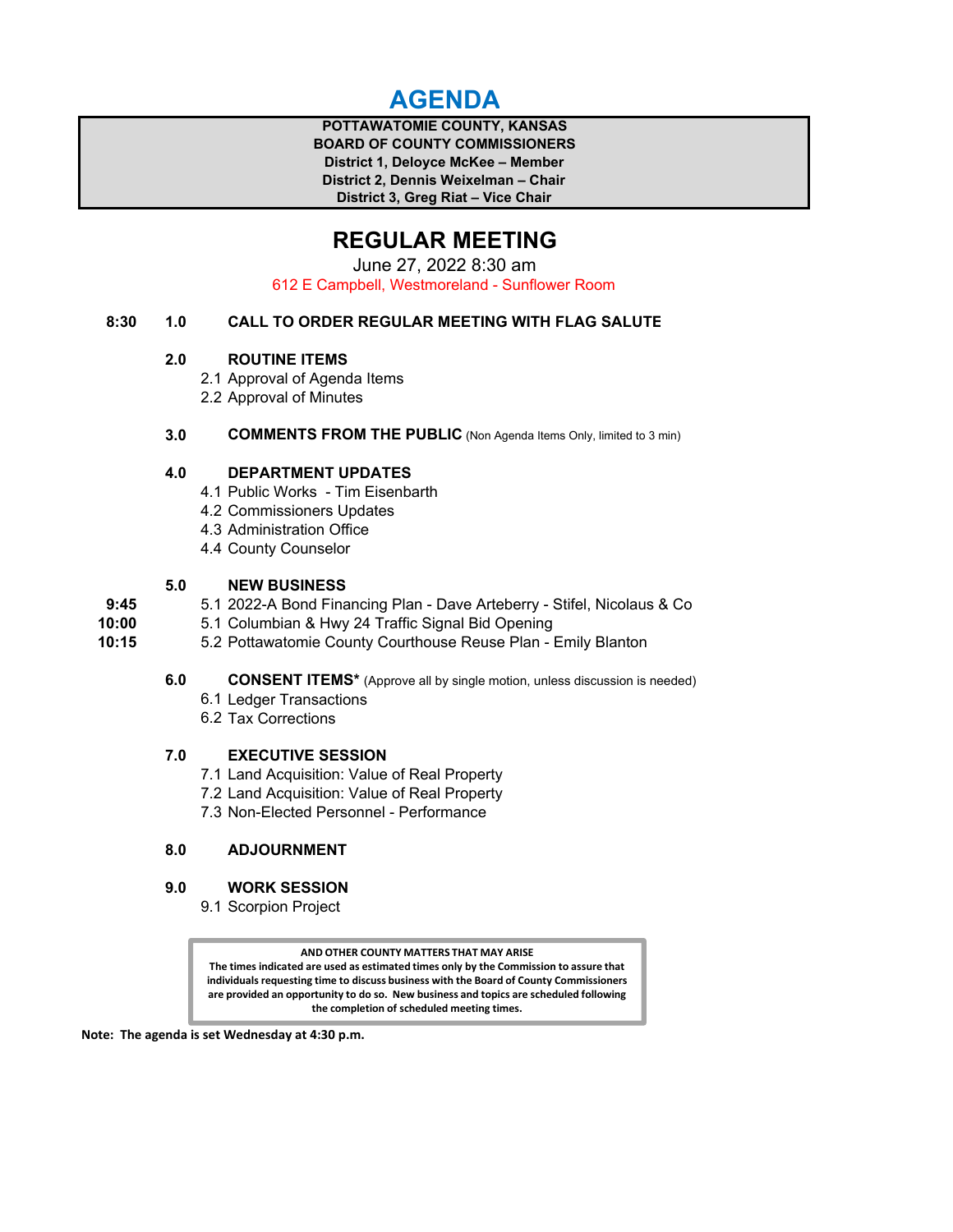# AGENDA

**POTTAWATOMIE COUNTY, KANSAS**
**BOARD OF COUNTY COMMISSIONERS**
**District 1, Deloyce McKee – Member**
**District 2, Dennis Weixelman – Chair**
**District 3, Greg Riat – Vice Chair**

## REGULAR MEETING

June 27, 2022 8:30 am

612 E Campbell, Westmoreland - Sunflower Room

**8:30 1.0 CALL TO ORDER REGULAR MEETING WITH FLAG SALUTE**

**2.0 ROUTINE ITEMS**

- 2.1 Approval of Agenda Items
- 2.2 Approval of Minutes

**3.0 COMMENTS FROM THE PUBLIC** (Non Agenda Items Only, limited to 3 min)

**4.0 DEPARTMENT UPDATES**

- 4.1 Public Works - Tim Eisenbarth
- 4.2 Commissioners Updates
- 4.3 Administration Office
- 4.4 County Counselor

**5.0 NEW BUSINESS**

- **9:45** 5.1 2022-A Bond Financing Plan - Dave Arteberry - Stifel, Nicolaus & Co
- **10:00** 5.1 Columbian & Hwy 24 Traffic Signal Bid Opening
- **10:15** 5.2 Pottawatomie County Courthouse Reuse Plan - Emily Blanton

**6.0 CONSENT ITEMS*** (Approve all by single motion, unless discussion is needed)

- 6.1 Ledger Transactions
- 6.2 Tax Corrections

**7.0 EXECUTIVE SESSION**

- 7.1 Land Acquisition: Value of Real Property
- 7.2 Land Acquisition: Value of Real Property
- 7.3 Non-Elected Personnel - Performance

**8.0 ADJOURNMENT**

**9.0 WORK SESSION**

- 9.1 Scorpion Project

**AND OTHER COUNTY MATTERS THAT MAY ARISE**

**The times indicated are used as estimated times only by the Commission to assure that individuals requesting time to discuss business with the Board of County Commissioners are provided an opportunity to do so. New business and topics are scheduled following the completion of scheduled meeting times.**

**Note: The agenda is set Wednesday at 4:30 p.m.**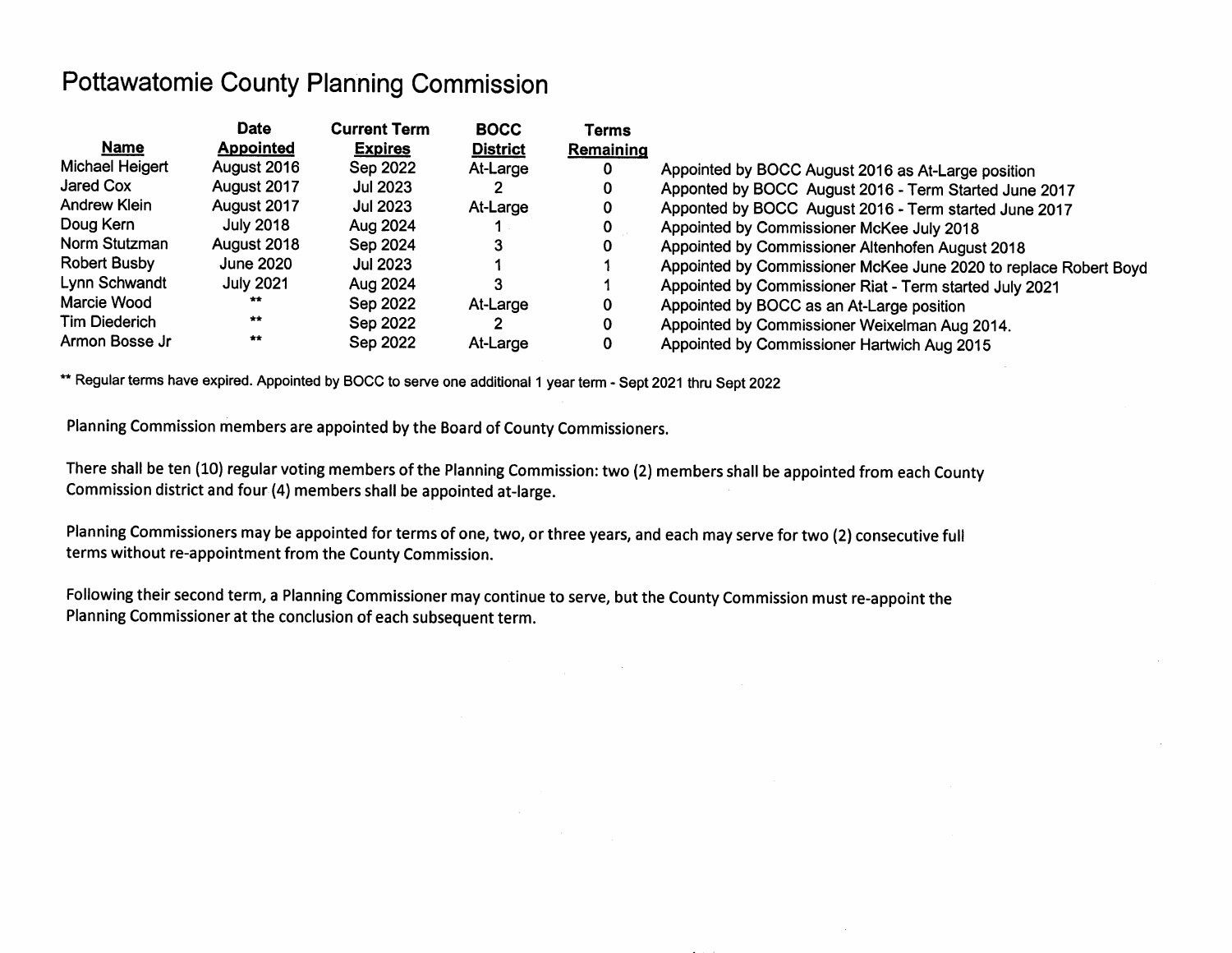# Pottawatomie County Planning Commission

| Name | Date Appointed | Current Term Expires | BOCC District | Terms Remaining | |
|---|---|---|---|---|---|
| Michael Heigert | August 2016 | Sep 2022 | At-Large | 0 | Appointed by BOCC August 2016 as At-Large position |
| Jared Cox | August 2017 | Jul 2023 | 2 | 0 | Apponted by BOCC August 2016 - Term Started June 2017 |
| Andrew Klein | August 2017 | Jul 2023 | At-Large | 0 | Apponted by BOCC August 2016 - Term started June 2017 |
| Doug Kern | July 2018 | Aug 2024 | 1 | 0 | Appointed by Commissioner McKee July 2018 |
| Norm Stutzman | August 2018 | Sep 2024 | 3 | 0 | Appointed by Commissioner Altenhofen August 2018 |
| Robert Busby | June 2020 | Jul 2023 | 1 | 1 | Appointed by Commissioner McKee June 2020 to replace Robert Boyd |
| Lynn Schwandt | July 2021 | Aug 2024 | 3 | 1 | Appointed by Commissioner Riat - Term started July 2021 |
| Marcie Wood | ** | Sep 2022 | At-Large | 0 | Appointed by BOCC as an At-Large position |
| Tim Diederich | ** | Sep 2022 | 2 | 0 | Appointed by Commissioner Weixelman Aug 2014. |
| Armon Bosse Jr | ** | Sep 2022 | At-Large | 0 | Appointed by Commissioner Hartwich Aug 2015 |

** Regular terms have expired. Appointed by BOCC to serve one additional 1 year term - Sept 2021 thru Sept 2022

Planning Commission members are appointed by the Board of County Commissioners.

There shall be ten (10) regular voting members of the Planning Commission: two (2) members shall be appointed from each County Commission district and four (4) members shall be appointed at-large.

Planning Commissioners may be appointed for terms of one, two, or three years, and each may serve for two (2) consecutive full terms without re-appointment from the County Commission.

Following their second term, a Planning Commissioner may continue to serve, but the County Commission must re-appoint the Planning Commissioner at the conclusion of each subsequent term.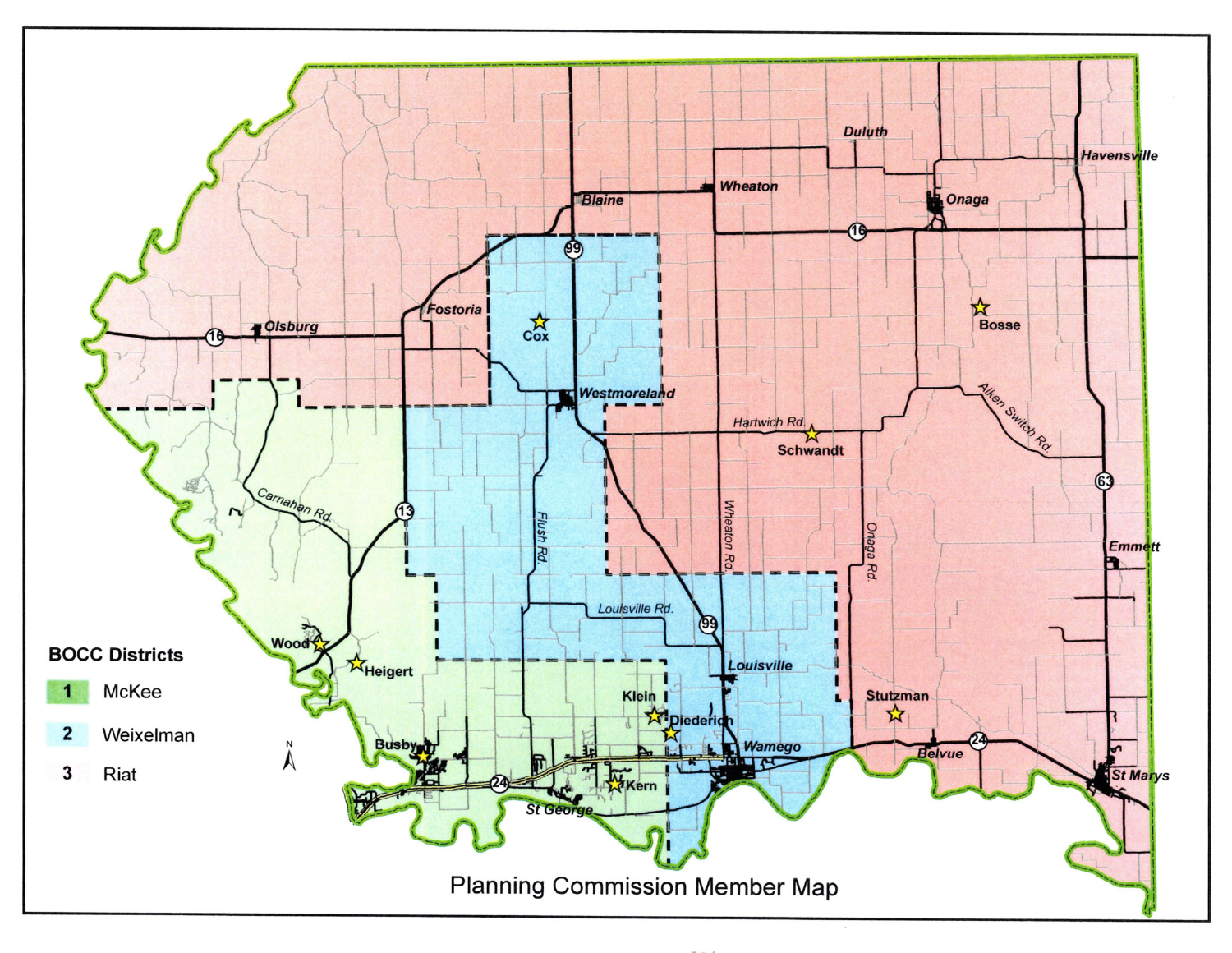**BOCC Districts**

| | |
|---|---|
| 1 | McKee |
| 2 | Weixelman |
| 3 | Riat |

Planning Commission Member Map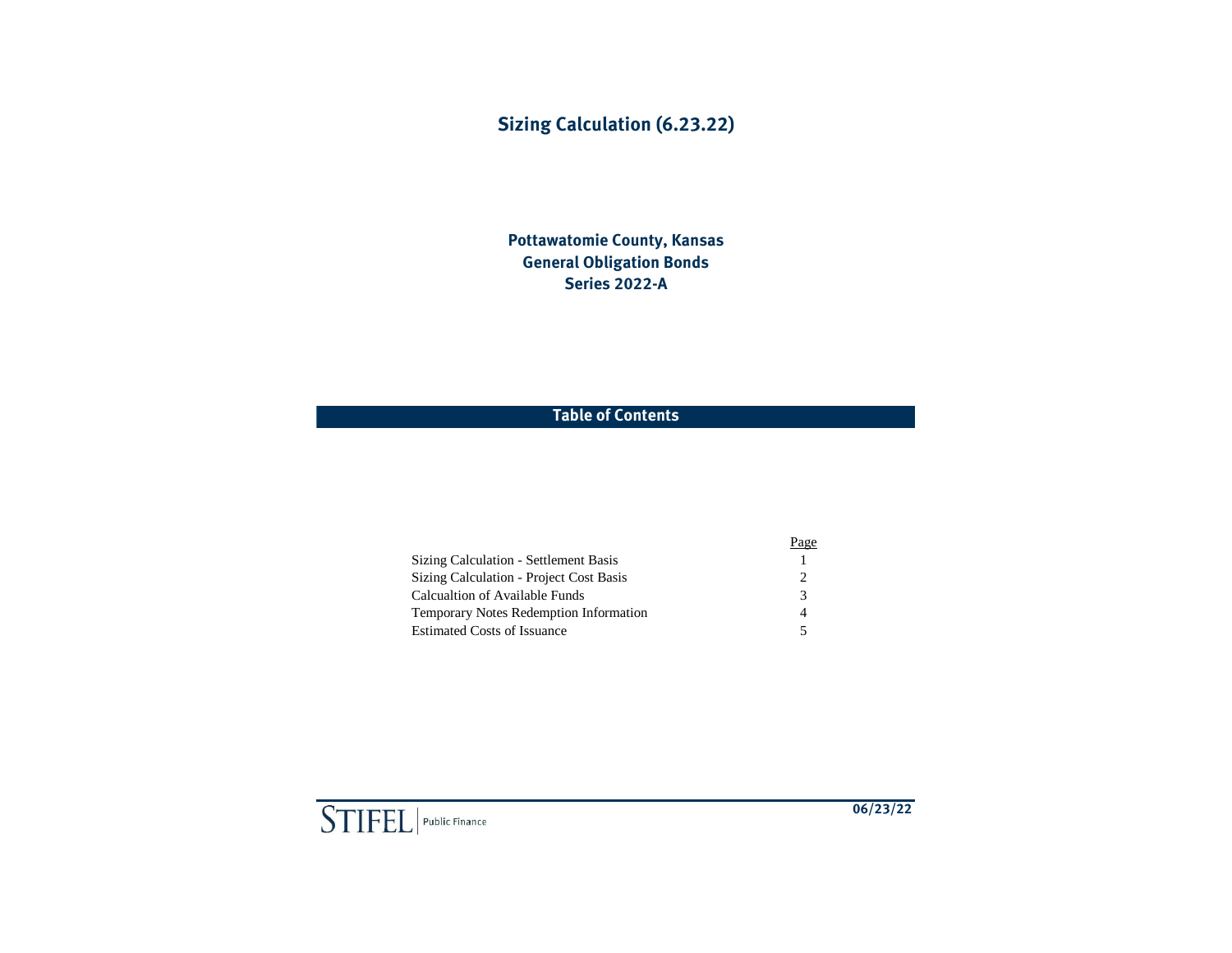# Sizing Calculation (6.23.22)

## Pottawatomie County, Kansas
## General Obligation Bonds
## Series 2022-A

### Table of Contents

| | Page |
|---|---|
| Sizing Calculation - Settlement Basis | 1 |
| Sizing Calculation - Project Cost Basis | 2 |
| Calcualtion of Available Funds | 3 |
| Temporary Notes Redemption Information | 4 |
| Estimated Costs of Issuance | 5 |

STIFEL | Public Finance

06/23/22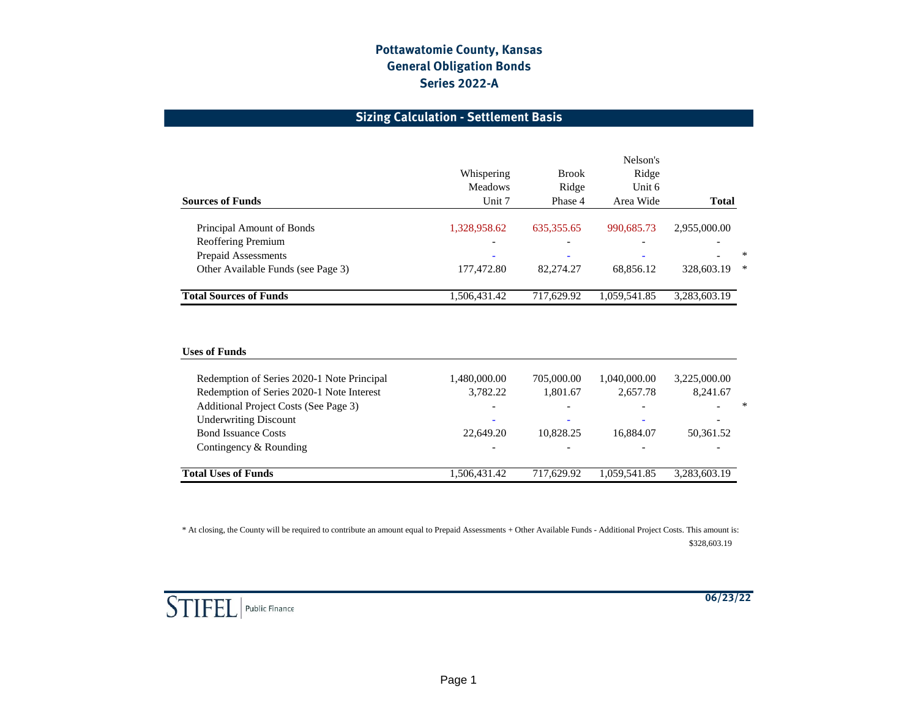# Pottawatomie County, Kansas
# General Obligation Bonds
# Series 2022-A

## Sizing Calculation - Settlement Basis

| Sources of Funds | Whispering Meadows Unit 7 | Brook Ridge Phase 4 | Nelson's Ridge Unit 6 Area Wide | Total | |
|---|---|---|---|---|---|
| Principal Amount of Bonds | 1,328,958.62 | 635,355.65 | 990,685.73 | 2,955,000.00 | |
| Reoffering Premium | - | - | - | - | |
| Prepaid Assessments | - | - | - | - | * |
| Other Available Funds (see Page 3) | 177,472.80 | 82,274.27 | 68,856.12 | 328,603.19 | * |
| **Total Sources of Funds** | 1,506,431.42 | 717,629.92 | 1,059,541.85 | 3,283,603.19 | |

| Uses of Funds | Whispering Meadows Unit 7 | Brook Ridge Phase 4 | Nelson's Ridge Unit 6 Area Wide | Total | |
|---|---|---|---|---|---|
| Redemption of Series 2020-1 Note Principal | 1,480,000.00 | 705,000.00 | 1,040,000.00 | 3,225,000.00 | |
| Redemption of Series 2020-1 Note Interest | 3,782.22 | 1,801.67 | 2,657.78 | 8,241.67 | |
| Additional Project Costs (See Page 3) | - | - | - | - | * |
| Underwriting Discount | - | - | - | - | |
| Bond Issuance Costs | 22,649.20 | 10,828.25 | 16,884.07 | 50,361.52 | |
| Contingency & Rounding | - | - | - | - | |
| **Total Uses of Funds** | 1,506,431.42 | 717,629.92 | 1,059,541.85 | 3,283,603.19 | |

* At closing, the County will be required to contribute an amount equal to Prepaid Assessments + Other Available Funds - Additional Project Costs. This amount is: $328,603.19

STIFEL | Public Finance

06/23/22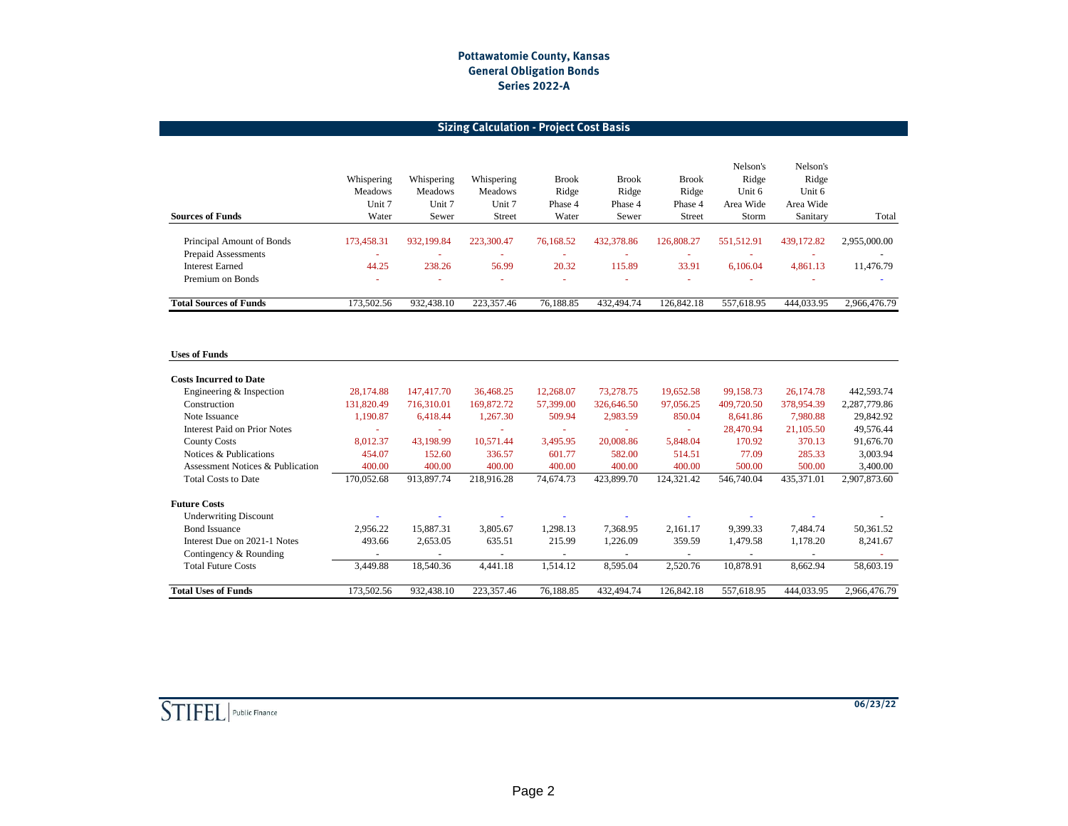# Pottawatomie County, Kansas
## General Obligation Bonds
## Series 2022-A

### Sizing Calculation - Project Cost Basis

| Sources of Funds | Whispering Meadows Unit 7 Water | Whispering Meadows Unit 7 Sewer | Whispering Meadows Unit 7 Street | Brook Ridge Phase 4 Water | Brook Ridge Phase 4 Sewer | Brook Ridge Phase 4 Street | Nelson's Ridge Unit 6 Area Wide Storm | Nelson's Ridge Unit 6 Area Wide Sanitary | Total |
|---|---|---|---|---|---|---|---|---|---|
| Principal Amount of Bonds | 173,458.31 | 932,199.84 | 223,300.47 | 76,168.52 | 432,378.86 | 126,808.27 | 551,512.91 | 439,172.82 | 2,955,000.00 |
| Prepaid Assessments | - | - | - | - | - | - | - | - | - |
| Interest Earned | 44.25 | 238.26 | 56.99 | 20.32 | 115.89 | 33.91 | 6,106.04 | 4,861.13 | 11,476.79 |
| Premium on Bonds | - | - | - | - | - | - | - | - | - |
| **Total Sources of Funds** | 173,502.56 | 932,438.10 | 223,357.46 | 76,188.85 | 432,494.74 | 126,842.18 | 557,618.95 | 444,033.95 | 2,966,476.79 |

| Uses of Funds | Whispering Meadows Unit 7 Water | Whispering Meadows Unit 7 Sewer | Whispering Meadows Unit 7 Street | Brook Ridge Phase 4 Water | Brook Ridge Phase 4 Sewer | Brook Ridge Phase 4 Street | Nelson's Ridge Unit 6 Area Wide Storm | Nelson's Ridge Unit 6 Area Wide Sanitary | Total |
|---|---|---|---|---|---|---|---|---|---|
| **Costs Incurred to Date** | | | | | | | | | |
| Engineering & Inspection | 28,174.88 | 147,417.70 | 36,468.25 | 12,268.07 | 73,278.75 | 19,652.58 | 99,158.73 | 26,174.78 | 442,593.74 |
| Construction | 131,820.49 | 716,310.01 | 169,872.72 | 57,399.00 | 326,646.50 | 97,056.25 | 409,720.50 | 378,954.39 | 2,287,779.86 |
| Note Issuance | 1,190.87 | 6,418.44 | 1,267.30 | 509.94 | 2,983.59 | 850.04 | 8,641.86 | 7,980.88 | 29,842.92 |
| Interest Paid on Prior Notes | - | - | - | - | - | - | 28,470.94 | 21,105.50 | 49,576.44 |
| County Costs | 8,012.37 | 43,198.99 | 10,571.44 | 3,495.95 | 20,008.86 | 5,848.04 | 170.92 | 370.13 | 91,676.70 |
| Notices & Publications | 454.07 | 152.60 | 336.57 | 601.77 | 582.00 | 514.51 | 77.09 | 285.33 | 3,003.94 |
| Assessment Notices & Publication | 400.00 | 400.00 | 400.00 | 400.00 | 400.00 | 400.00 | 500.00 | 500.00 | 3,400.00 |
| Total Costs to Date | 170,052.68 | 913,897.74 | 218,916.28 | 74,674.73 | 423,899.70 | 124,321.42 | 546,740.04 | 435,371.01 | 2,907,873.60 |
| **Future Costs** | | | | | | | | | |
| Underwriting Discount | - | - | - | - | - | - | - | - | - |
| Bond Issuance | 2,956.22 | 15,887.31 | 3,805.67 | 1,298.13 | 7,368.95 | 2,161.17 | 9,399.33 | 7,484.74 | 50,361.52 |
| Interest Due on 2021-1 Notes | 493.66 | 2,653.05 | 635.51 | 215.99 | 1,226.09 | 359.59 | 1,479.58 | 1,178.20 | 8,241.67 |
| Contingency & Rounding | - | - | - | - | - | - | - | - | - |
| Total Future Costs | 3,449.88 | 18,540.36 | 4,441.18 | 1,514.12 | 8,595.04 | 2,520.76 | 10,878.91 | 8,662.94 | 58,603.19 |
| **Total Uses of Funds** | 173,502.56 | 932,438.10 | 223,357.46 | 76,188.85 | 432,494.74 | 126,842.18 | 557,618.95 | 444,033.95 | 2,966,476.79 |

STIFEL | Public Finance

06/23/22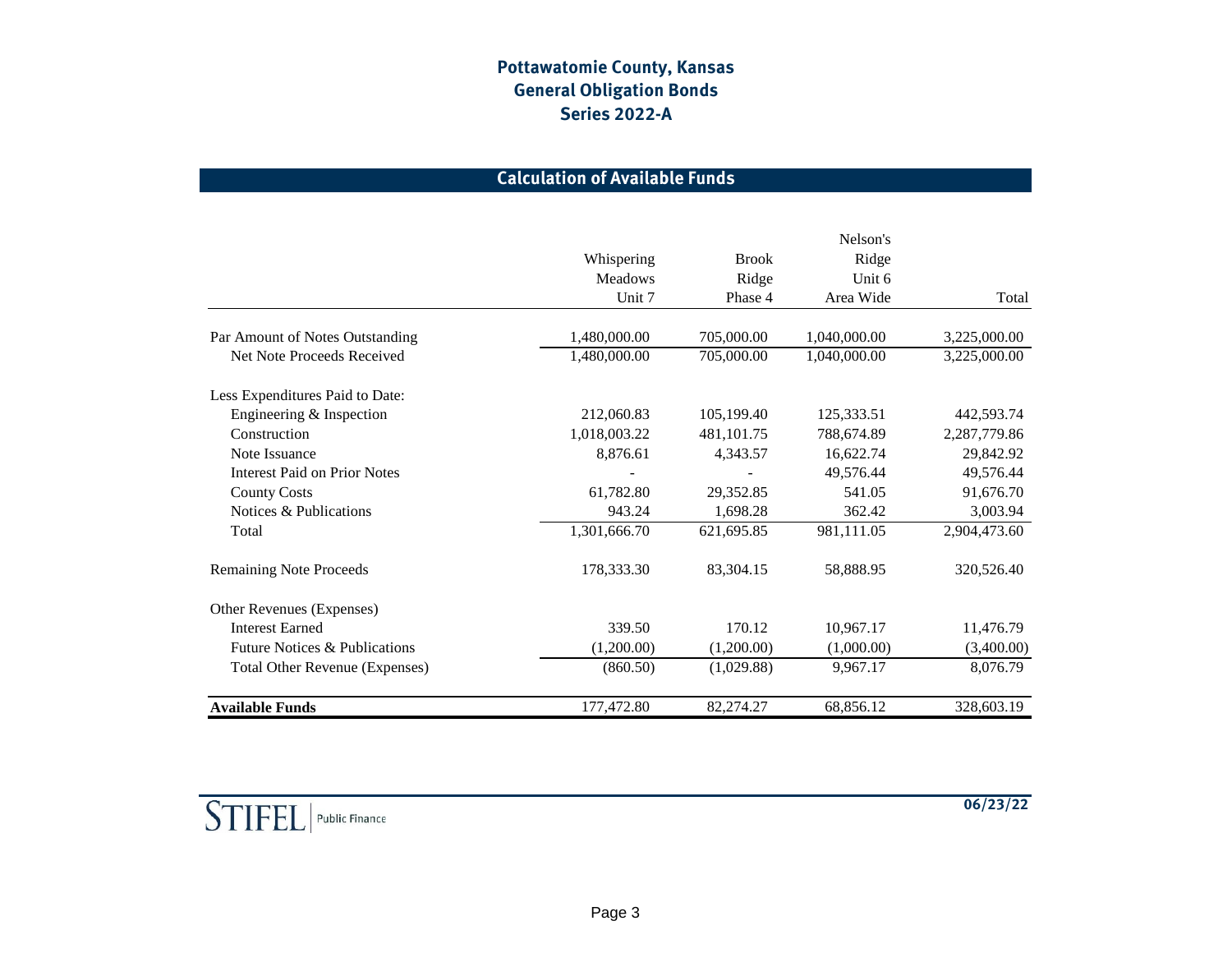# Pottawatomie County, Kansas
# General Obligation Bonds
# Series 2022-A

## Calculation of Available Funds

| | Whispering Meadows Unit 7 | Brook Ridge Phase 4 | Nelson's Ridge Unit 6 Area Wide | Total |
|---|---|---|---|---|
| Par Amount of Notes Outstanding | 1,480,000.00 | 705,000.00 | 1,040,000.00 | 3,225,000.00 |
| Net Note Proceeds Received | 1,480,000.00 | 705,000.00 | 1,040,000.00 | 3,225,000.00 |
| | | | | |
| Less Expenditures Paid to Date: | | | | |
| Engineering & Inspection | 212,060.83 | 105,199.40 | 125,333.51 | 442,593.74 |
| Construction | 1,018,003.22 | 481,101.75 | 788,674.89 | 2,287,779.86 |
| Note Issuance | 8,876.61 | 4,343.57 | 16,622.74 | 29,842.92 |
| Interest Paid on Prior Notes | - | - | 49,576.44 | 49,576.44 |
| County Costs | 61,782.80 | 29,352.85 | 541.05 | 91,676.70 |
| Notices & Publications | 943.24 | 1,698.28 | 362.42 | 3,003.94 |
| Total | 1,301,666.70 | 621,695.85 | 981,111.05 | 2,904,473.60 |
| | | | | |
| Remaining Note Proceeds | 178,333.30 | 83,304.15 | 58,888.95 | 320,526.40 |
| | | | | |
| Other Revenues (Expenses) | | | | |
| Interest Earned | 339.50 | 170.12 | 10,967.17 | 11,476.79 |
| Future Notices & Publications | (1,200.00) | (1,200.00) | (1,000.00) | (3,400.00) |
| Total Other Revenue (Expenses) | (860.50) | (1,029.88) | 9,967.17 | 8,076.79 |
| | | | | |
| **Available Funds** | 177,472.80 | 82,274.27 | 68,856.12 | 328,603.19 |

STIFEL | Public Finance

06/23/22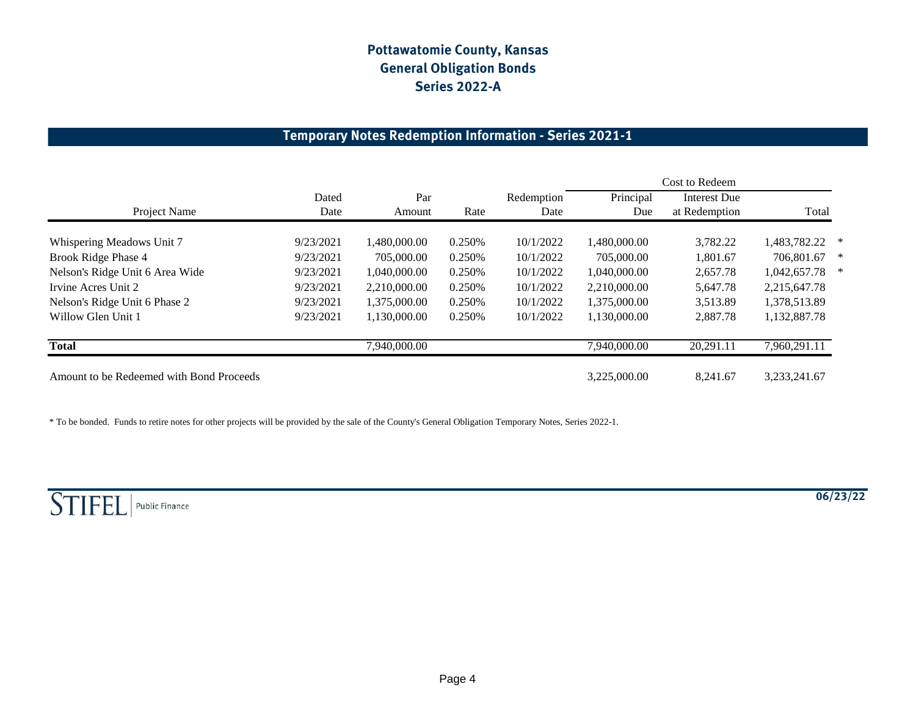# Pottawatomie County, Kansas
# General Obligation Bonds
# Series 2022-A

## Temporary Notes Redemption Information - Series 2021-1

| | | | | | Cost to Redeem | | | |
|---|---|---|---|---|---|---|---|---|
| Project Name | Dated Date | Par Amount | Rate | Redemption Date | Principal Due | Interest Due at Redemption | Total | |
| Whispering Meadows Unit 7 | 9/23/2021 | 1,480,000.00 | 0.250% | 10/1/2022 | 1,480,000.00 | 3,782.22 | 1,483,782.22 | * |
| Brook Ridge Phase 4 | 9/23/2021 | 705,000.00 | 0.250% | 10/1/2022 | 705,000.00 | 1,801.67 | 706,801.67 | * |
| Nelson's Ridge Unit 6 Area Wide | 9/23/2021 | 1,040,000.00 | 0.250% | 10/1/2022 | 1,040,000.00 | 2,657.78 | 1,042,657.78 | * |
| Irvine Acres Unit 2 | 9/23/2021 | 2,210,000.00 | 0.250% | 10/1/2022 | 2,210,000.00 | 5,647.78 | 2,215,647.78 | |
| Nelson's Ridge Unit 6 Phase 2 | 9/23/2021 | 1,375,000.00 | 0.250% | 10/1/2022 | 1,375,000.00 | 3,513.89 | 1,378,513.89 | |
| Willow Glen Unit 1 | 9/23/2021 | 1,130,000.00 | 0.250% | 10/1/2022 | 1,130,000.00 | 2,887.78 | 1,132,887.78 | |
| **Total** | | 7,940,000.00 | | | 7,940,000.00 | 20,291.11 | 7,960,291.11 | |
| Amount to be Redeemed with Bond Proceeds | | | | | 3,225,000.00 | 8,241.67 | 3,233,241.67 | |

* To be bonded. Funds to retire notes for other projects will be provided by the sale of the County's General Obligation Temporary Notes, Series 2022-1.

STIFEL | Public Finance

06/23/22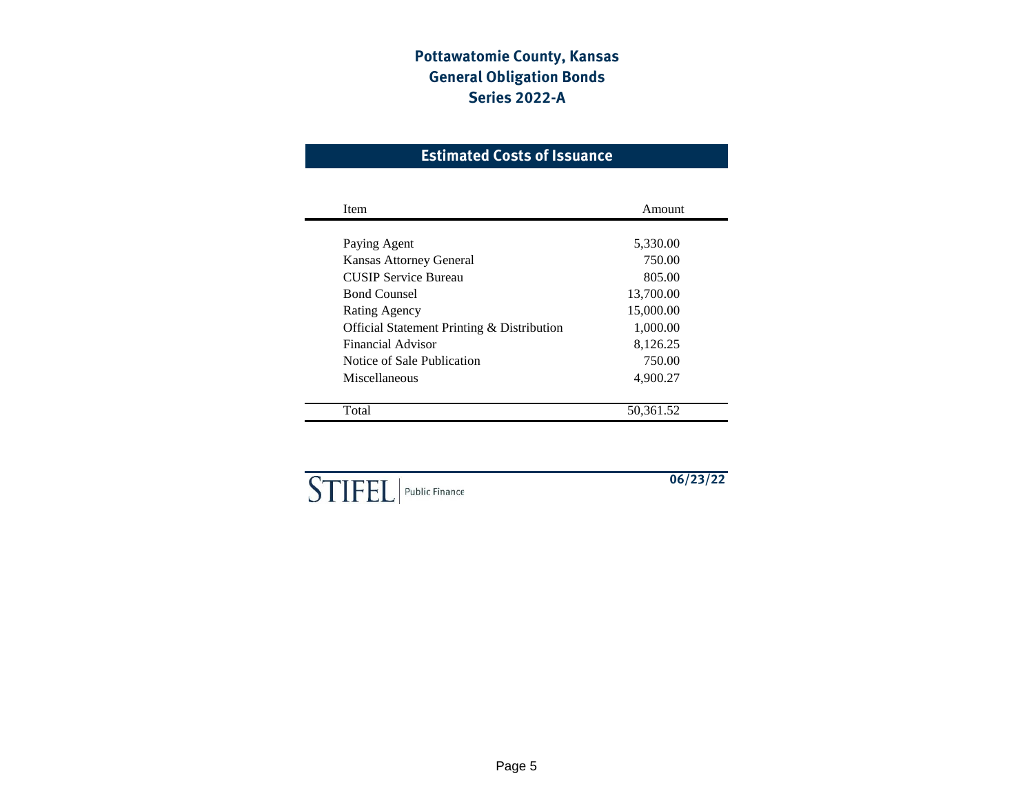# Pottawatomie County, Kansas
# General Obligation Bonds
# Series 2022-A

## Estimated Costs of Issuance

| Item | Amount |
| --- | --- |
| Paying Agent | 5,330.00 |
| Kansas Attorney General | 750.00 |
| CUSIP Service Bureau | 805.00 |
| Bond Counsel | 13,700.00 |
| Rating Agency | 15,000.00 |
| Official Statement Printing & Distribution | 1,000.00 |
| Financial Advisor | 8,126.25 |
| Notice of Sale Publication | 750.00 |
| Miscellaneous | 4,900.27 |
| Total | 50,361.52 |

STIFEL | Public Finance

06/23/22